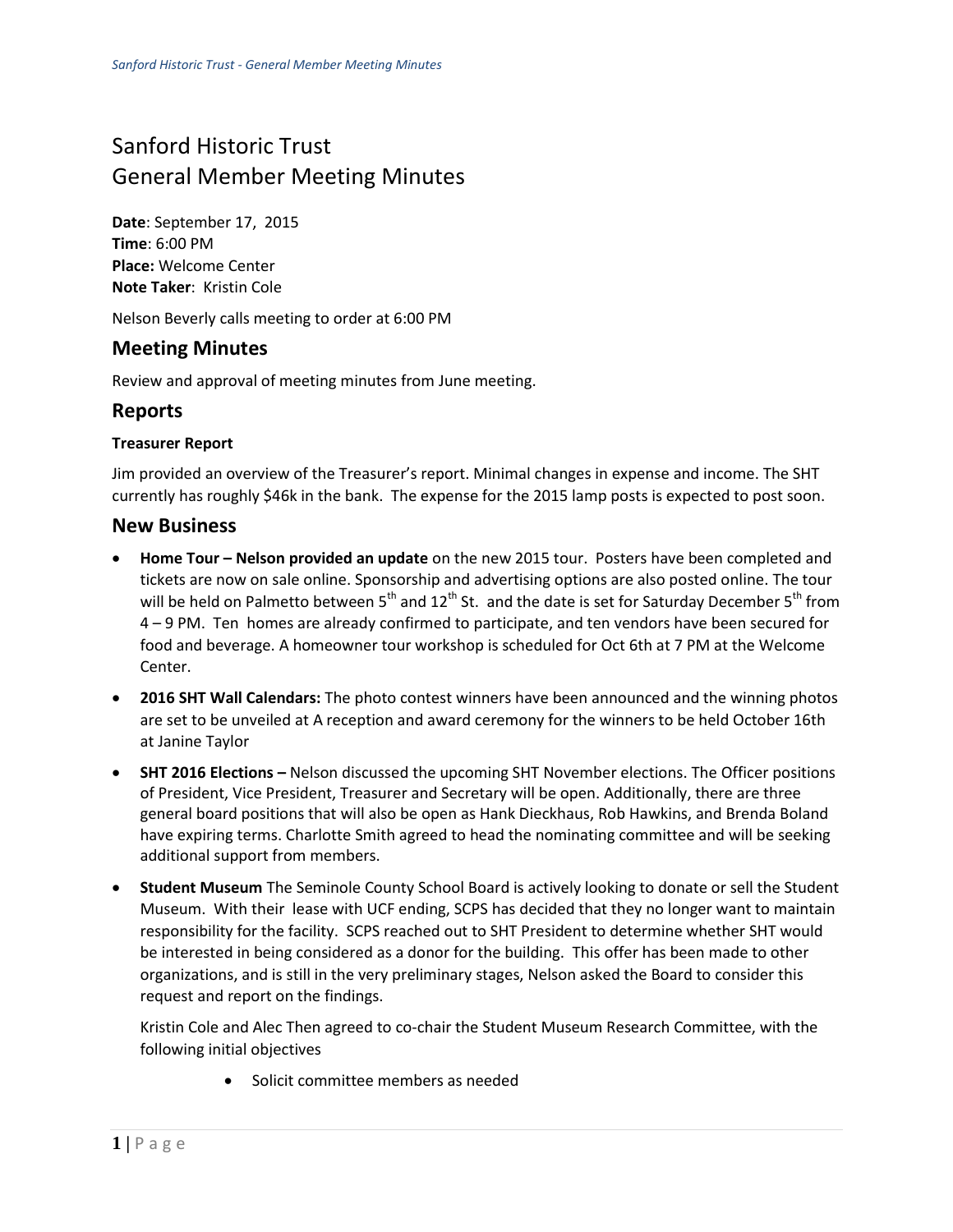# Sanford Historic Trust
# General Member Meeting Minutes

**Date**: September 17, 2015
**Time**: 6:00 PM
**Place:** Welcome Center
**Note Taker**: Kristin Cole

Nelson Beverly calls meeting to order at 6:00 PM

## Meeting Minutes

Review and approval of meeting minutes from June meeting.

## Reports

### Treasurer Report

Jim provided an overview of the Treasurer's report. Minimal changes in expense and income. The SHT currently has roughly $46k in the bank. The expense for the 2015 lamp posts is expected to post soon.

## New Business

- **Home Tour – Nelson provided an update** on the new 2015 tour. Posters have been completed and tickets are now on sale online. Sponsorship and advertising options are also posted online. The tour will be held on Palmetto between 5th and 12th St. and the date is set for Saturday December 5th from 4 – 9 PM. Ten homes are already confirmed to participate, and ten vendors have been secured for food and beverage. A homeowner tour workshop is scheduled for Oct 6th at 7 PM at the Welcome Center.
- **2016 SHT Wall Calendars:** The photo contest winners have been announced and the winning photos are set to be unveiled at A reception and award ceremony for the winners to be held October 16th at Janine Taylor
- **SHT 2016 Elections –** Nelson discussed the upcoming SHT November elections. The Officer positions of President, Vice President, Treasurer and Secretary will be open. Additionally, there are three general board positions that will also be open as Hank Dieckhaus, Rob Hawkins, and Brenda Boland have expiring terms. Charlotte Smith agreed to head the nominating committee and will be seeking additional support from members.
- **Student Museum** The Seminole County School Board is actively looking to donate or sell the Student Museum. With their lease with UCF ending, SCPS has decided that they no longer want to maintain responsibility for the facility. SCPS reached out to SHT President to determine whether SHT would be interested in being considered as a donor for the building. This offer has been made to other organizations, and is still in the very preliminary stages, Nelson asked the Board to consider this request and report on the findings.

  Kristin Cole and Alec Then agreed to co-chair the Student Museum Research Committee, with the following initial objectives

  - Solicit committee members as needed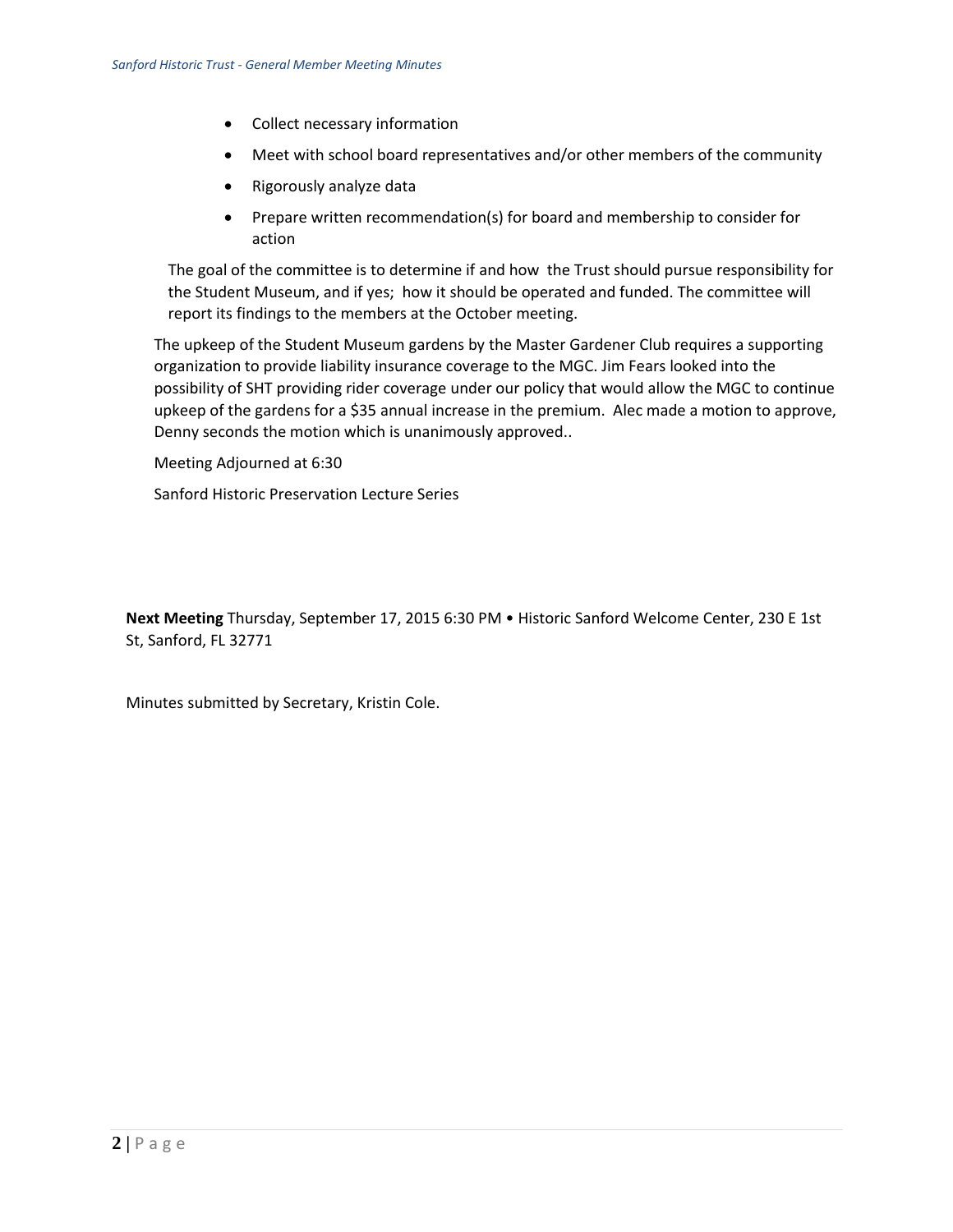- Collect necessary information
- Meet with school board representatives and/or other members of the community
- Rigorously analyze data
- Prepare written recommendation(s) for board and membership to consider for action

The goal of the committee is to determine if and how the Trust should pursue responsibility for the Student Museum, and if yes; how it should be operated and funded. The committee will report its findings to the members at the October meeting.

The upkeep of the Student Museum gardens by the Master Gardener Club requires a supporting organization to provide liability insurance coverage to the MGC. Jim Fears looked into the possibility of SHT providing rider coverage under our policy that would allow the MGC to continue upkeep of the gardens for a $35 annual increase in the premium. Alec made a motion to approve, Denny seconds the motion which is unanimously approved..

Meeting Adjourned at 6:30

Sanford Historic Preservation Lecture Series

**Next Meeting** Thursday, September 17, 2015 6:30 PM • Historic Sanford Welcome Center, 230 E 1st St, Sanford, FL 32771

Minutes submitted by Secretary, Kristin Cole.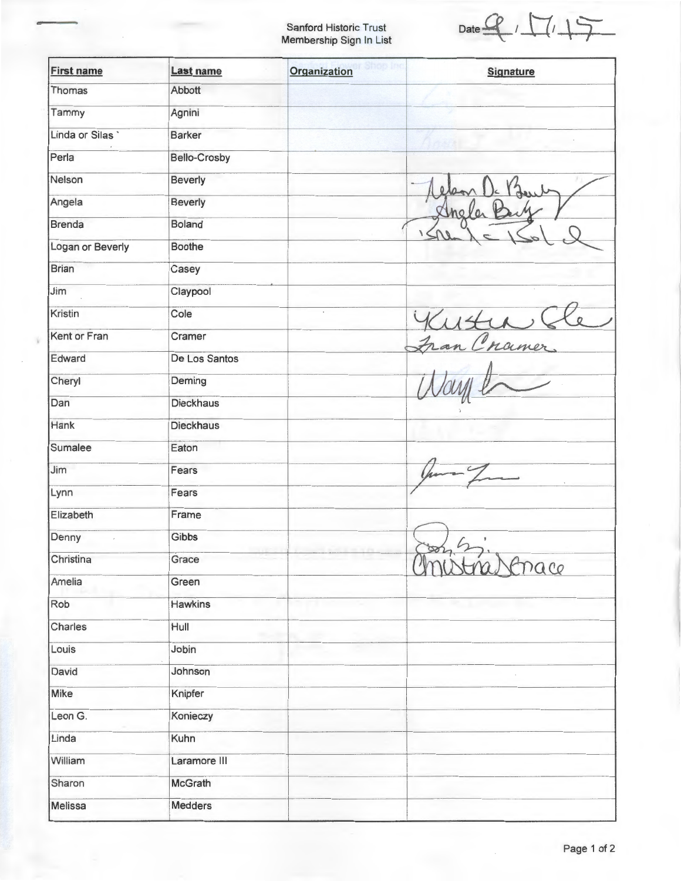Sanford Historic Trust
Membership Sign In List

Date 9 / 17 / 15

| First name | Last name | Organization | Signature |
|---|---|---|---|
| Thomas | Abbott | | |
| Tammy | Agnini | | |
| Linda or Silas ` | Barker | | |
| Perla | Bello-Crosby | | |
| Nelson | Beverly | | Nelson D. Beverly |
| Angela | Beverly | | Angela Beverly |
| Brenda | Boland | | Brenda Boland |
| Logan or Beverly | Boothe | | |
| Brian | Casey | | |
| Jim | Claypool | | |
| Kristin | Cole | | Kristin Cole |
| Kent or Fran | Cramer | | Fran Cramer |
| Edward | De Los Santos | | |
| Cheryl | Deming | | Wayne |
| Dan | Dieckhaus | | |
| Hank | Dieckhaus | | |
| Sumalee | Eaton | | |
| Jim | Fears | | Jim Fears |
| Lynn | Fears | | |
| Elizabeth | Frame | | |
| Denny | Gibbs | | Denny Gibbs |
| Christina | Grace | | Christina Grace |
| Amelia | Green | | |
| Rob | Hawkins | | |
| Charles | Hull | | |
| Louis | Jobin | | |
| David | Johnson | | |
| Mike | Knipfer | | |
| Leon G. | Konieczy | | |
| Linda | Kuhn | | |
| William | Laramore III | | |
| Sharon | McGrath | | |
| Melissa | Medders | | |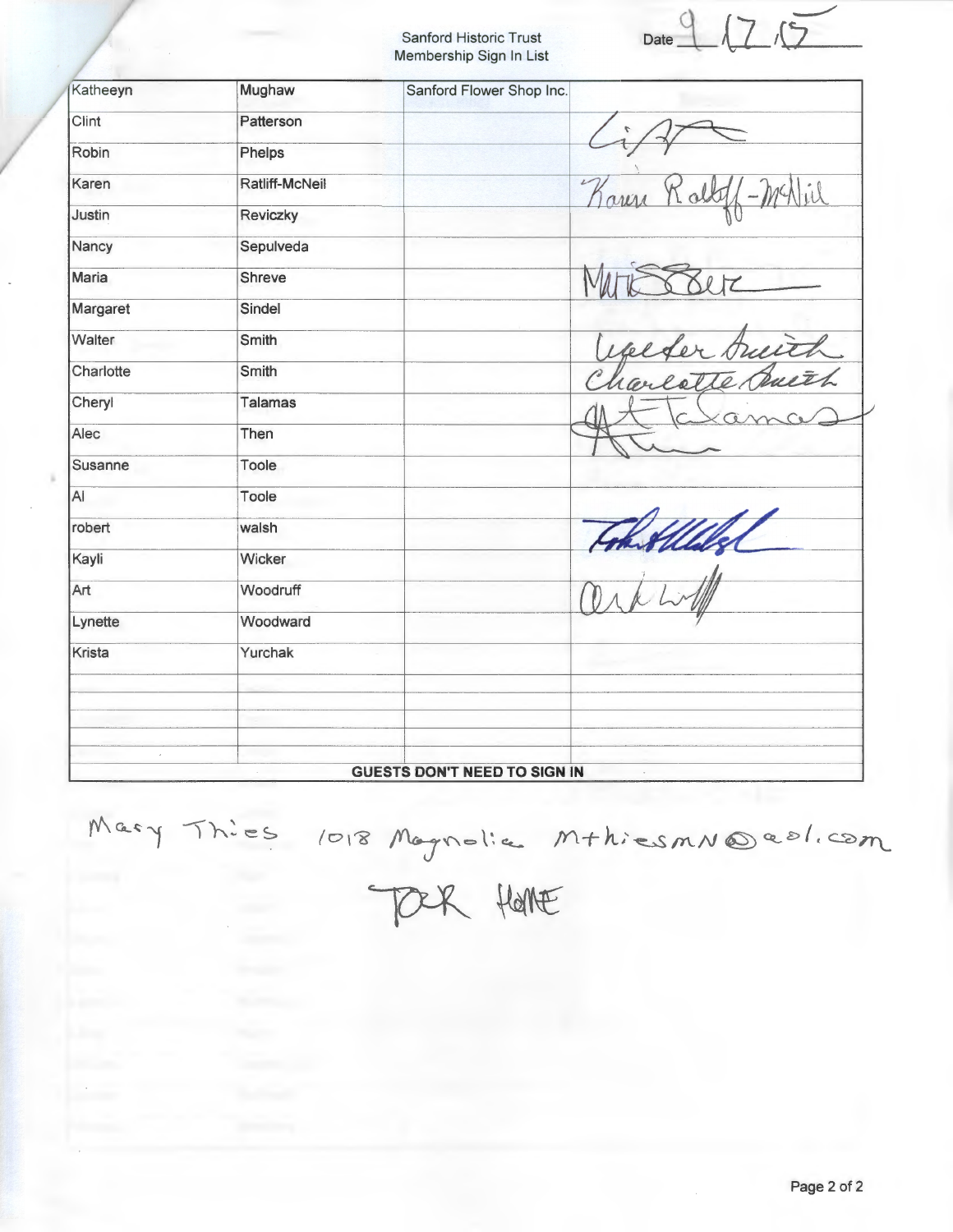Sanford Historic Trust
Membership Sign In List

Date 9/17/15

| | | | |
|---|---|---|---|
| Katheeyn | Mughaw | Sanford Flower Shop Inc. | |
| Clint | Patterson | | Ci[signature] |
| Robin | Phelps | | |
| Karen | Ratliff-McNeil | | Karen Ratliff-McNeil |
| Justin | Reviczky | | |
| Nancy | Sepulveda | | |
| Maria | Shreve | | [signature] |
| Margaret | Sindel | | |
| Walter | Smith | | Walter Smith |
| Charlotte | Smith | | Charlotte Smith |
| Cheryl | Talamas | | [signature] Talamas |
| Alec | Then | | [signature] |
| Susanne | Toole | | |
| Al | Toole | | |
| robert | walsh | | [signature] |
| Kayli | Wicker | | |
| Art | Woodruff | | Art Woodruff |
| Lynette | Woodward | | |
| Krista | Yurchak | | |
| | | | |
| | | | |
| | | | |
| | | | |
| | | | |

**GUESTS DON'T NEED TO SIGN IN**

Mary Thies 1018 Magnolia MthiesMN@aol.com

TOUR HOME